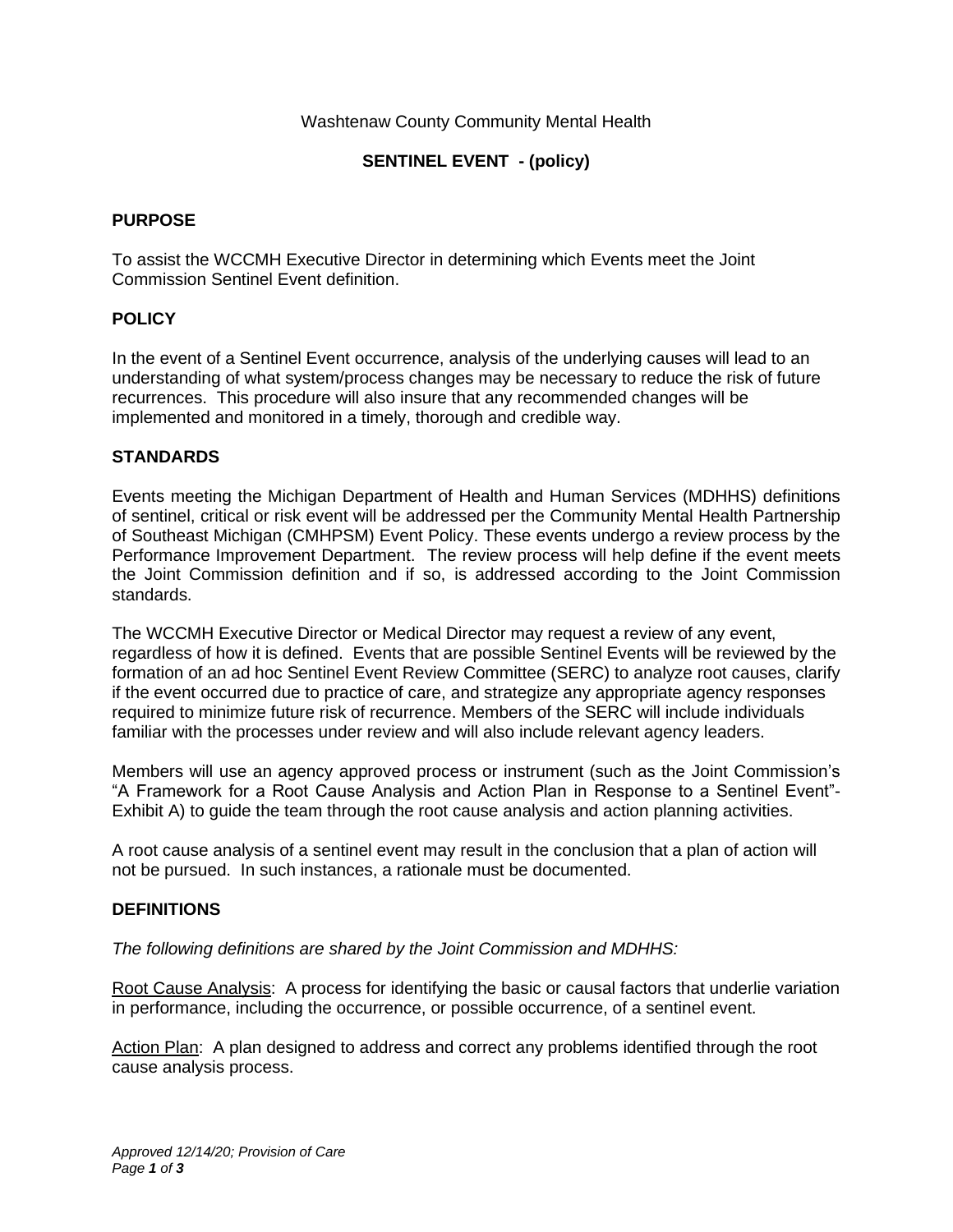Washtenaw County Community Mental Health

# SENTINEL EVENT - (policy)

## PURPOSE

To assist the WCCMH Executive Director in determining which Events meet the Joint Commission Sentinel Event definition.

## POLICY

In the event of a Sentinel Event occurrence, analysis of the underlying causes will lead to an understanding of what system/process changes may be necessary to reduce the risk of future recurrences. This procedure will also insure that any recommended changes will be implemented and monitored in a timely, thorough and credible way.

## STANDARDS

Events meeting the Michigan Department of Health and Human Services (MDHHS) definitions of sentinel, critical or risk event will be addressed per the Community Mental Health Partnership of Southeast Michigan (CMHPSM) Event Policy. These events undergo a review process by the Performance Improvement Department. The review process will help define if the event meets the Joint Commission definition and if so, is addressed according to the Joint Commission standards.

The WCCMH Executive Director or Medical Director may request a review of any event, regardless of how it is defined. Events that are possible Sentinel Events will be reviewed by the formation of an ad hoc Sentinel Event Review Committee (SERC) to analyze root causes, clarify if the event occurred due to practice of care, and strategize any appropriate agency responses required to minimize future risk of recurrence. Members of the SERC will include individuals familiar with the processes under review and will also include relevant agency leaders.

Members will use an agency approved process or instrument (such as the Joint Commission's "A Framework for a Root Cause Analysis and Action Plan in Response to a Sentinel Event"- Exhibit A) to guide the team through the root cause analysis and action planning activities.

A root cause analysis of a sentinel event may result in the conclusion that a plan of action will not be pursued. In such instances, a rationale must be documented.

## DEFINITIONS

*The following definitions are shared by the Joint Commission and MDHHS:*

Root Cause Analysis: A process for identifying the basic or causal factors that underlie variation in performance, including the occurrence, or possible occurrence, of a sentinel event.

Action Plan: A plan designed to address and correct any problems identified through the root cause analysis process.

*Approved 12/14/20; Provision of Care*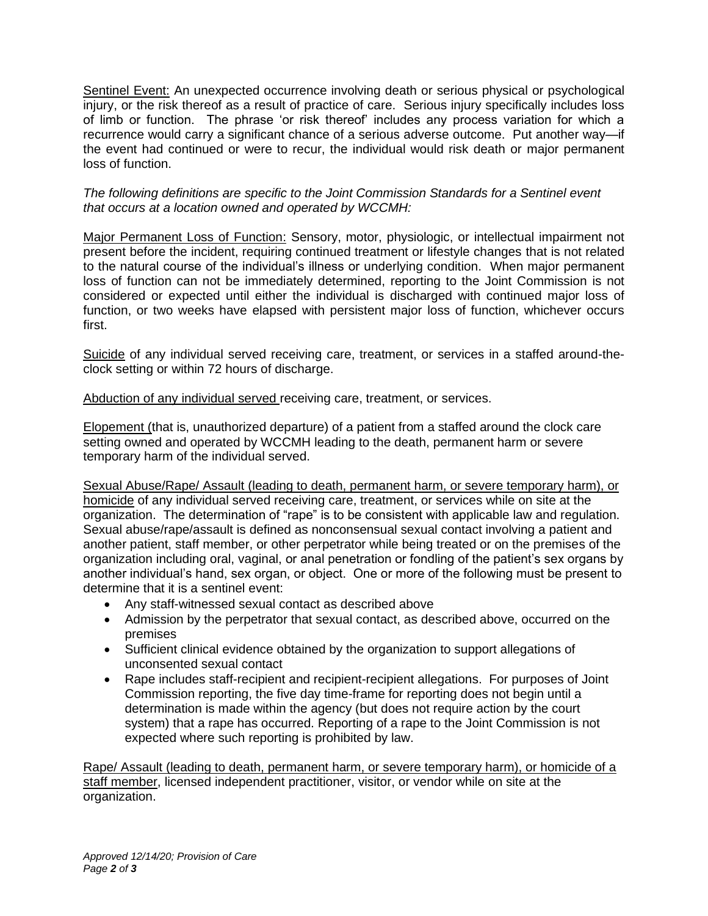<u>Sentinel Event:</u> An unexpected occurrence involving death or serious physical or psychological injury, or the risk thereof as a result of practice of care. Serious injury specifically includes loss of limb or function. The phrase 'or risk thereof' includes any process variation for which a recurrence would carry a significant chance of a serious adverse outcome. Put another way—if the event had continued or were to recur, the individual would risk death or major permanent loss of function.

*The following definitions are specific to the Joint Commission Standards for a Sentinel event that occurs at a location owned and operated by WCCMH:*

<u>Major Permanent Loss of Function:</u> Sensory, motor, physiologic, or intellectual impairment not present before the incident, requiring continued treatment or lifestyle changes that is not related to the natural course of the individual's illness or underlying condition. When major permanent loss of function can not be immediately determined, reporting to the Joint Commission is not considered or expected until either the individual is discharged with continued major loss of function, or two weeks have elapsed with persistent major loss of function, whichever occurs first.

<u>Suicide</u> of any individual served receiving care, treatment, or services in a staffed around-the-clock setting or within 72 hours of discharge.

<u>Abduction of any individual served</u> receiving care, treatment, or services.

<u>Elopement</u> (that is, unauthorized departure) of a patient from a staffed around the clock care setting owned and operated by WCCMH leading to the death, permanent harm or severe temporary harm of the individual served.

<u>Sexual Abuse/Rape/ Assault (leading to death, permanent harm, or severe temporary harm), or homicide</u> of any individual served receiving care, treatment, or services while on site at the organization. The determination of "rape" is to be consistent with applicable law and regulation. Sexual abuse/rape/assault is defined as nonconsensual sexual contact involving a patient and another patient, staff member, or other perpetrator while being treated or on the premises of the organization including oral, vaginal, or anal penetration or fondling of the patient's sex organs by another individual's hand, sex organ, or object. One or more of the following must be present to determine that it is a sentinel event:

- Any staff-witnessed sexual contact as described above
- Admission by the perpetrator that sexual contact, as described above, occurred on the premises
- Sufficient clinical evidence obtained by the organization to support allegations of unconsented sexual contact
- Rape includes staff-recipient and recipient-recipient allegations. For purposes of Joint Commission reporting, the five day time-frame for reporting does not begin until a determination is made within the agency (but does not require action by the court system) that a rape has occurred. Reporting of a rape to the Joint Commission is not expected where such reporting is prohibited by law.

<u>Rape/ Assault (leading to death, permanent harm, or severe temporary harm), or homicide of a staff member</u>, licensed independent practitioner, visitor, or vendor while on site at the organization.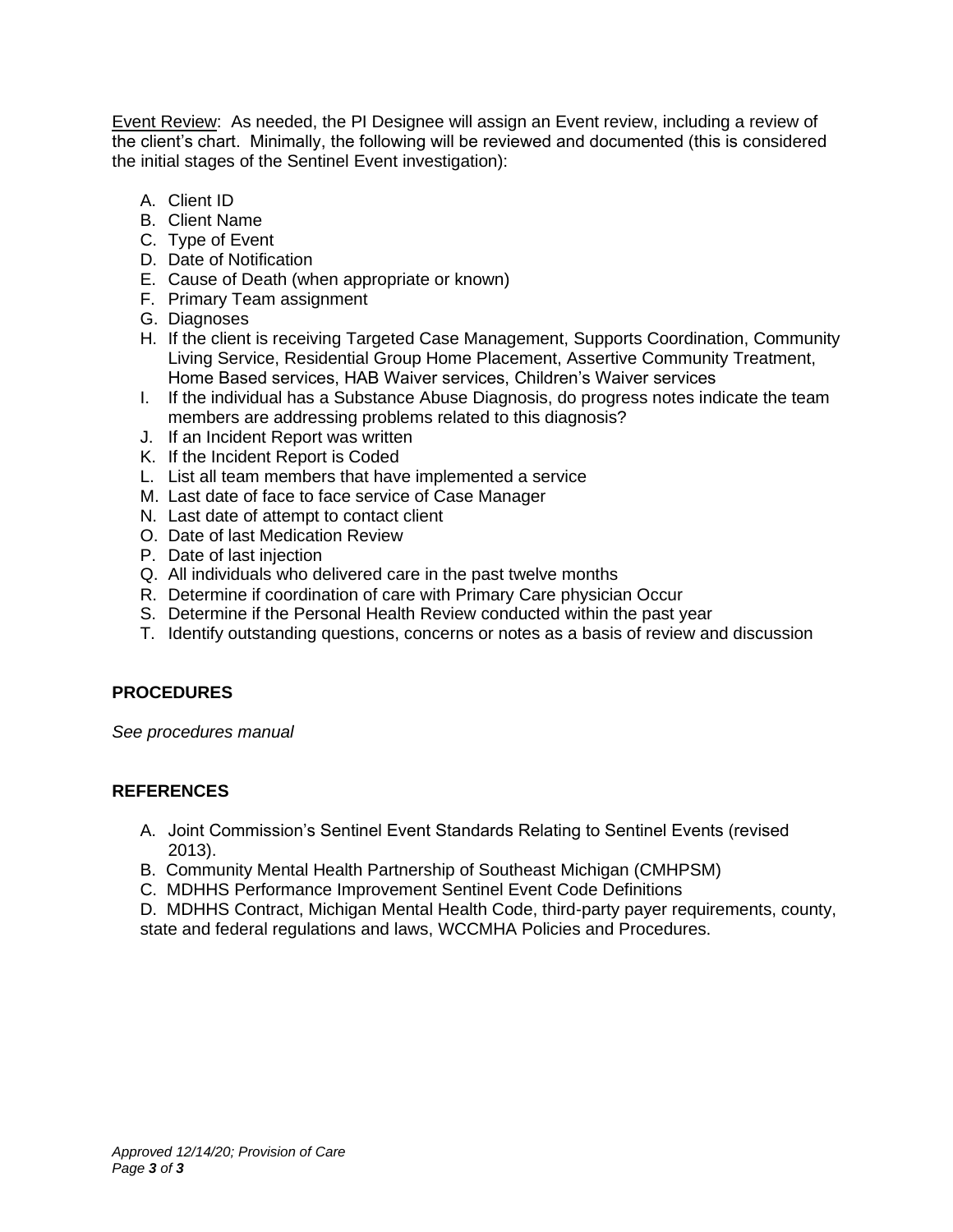Event Review: As needed, the PI Designee will assign an Event review, including a review of the client's chart. Minimally, the following will be reviewed and documented (this is considered the initial stages of the Sentinel Event investigation):

A. Client ID
B. Client Name
C. Type of Event
D. Date of Notification
E. Cause of Death (when appropriate or known)
F. Primary Team assignment
G. Diagnoses
H. If the client is receiving Targeted Case Management, Supports Coordination, Community Living Service, Residential Group Home Placement, Assertive Community Treatment, Home Based services, HAB Waiver services, Children's Waiver services
I. If the individual has a Substance Abuse Diagnosis, do progress notes indicate the team members are addressing problems related to this diagnosis?
J. If an Incident Report was written
K. If the Incident Report is Coded
L. List all team members that have implemented a service
M. Last date of face to face service of Case Manager
N. Last date of attempt to contact client
O. Date of last Medication Review
P. Date of last injection
Q. All individuals who delivered care in the past twelve months
R. Determine if coordination of care with Primary Care physician Occur
S. Determine if the Personal Health Review conducted within the past year
T. Identify outstanding questions, concerns or notes as a basis of review and discussion

## PROCEDURES

*See procedures manual*

## REFERENCES

A. Joint Commission's Sentinel Event Standards Relating to Sentinel Events (revised 2013).
B. Community Mental Health Partnership of Southeast Michigan (CMHPSM)
C. MDHHS Performance Improvement Sentinel Event Code Definitions
D. MDHHS Contract, Michigan Mental Health Code, third-party payer requirements, county, state and federal regulations and laws, WCCMHA Policies and Procedures.